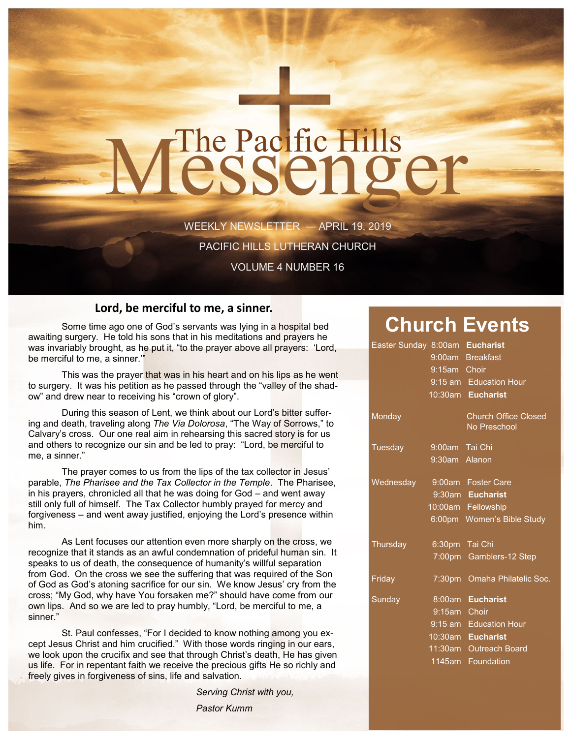# The Pacific Hills Messenger

WEEKLY NEWSLETTER — APRIL 19, 2019

PACIFIC HILLS LUTHERAN CHURCH

VOLUME 4 NUMBER 16

## Lord, be merciful to me, a sinner.

Some time ago one of God's servants was lying in a hospital bed awaiting surgery. He told his sons that in his meditations and prayers he was invariably brought, as he put it, "to the prayer above all prayers: 'Lord, be merciful to me, a sinner.'"

This was the prayer that was in his heart and on his lips as he went to surgery. It was his petition as he passed through the "valley of the shadow" and drew near to receiving his "crown of glory".

During this season of Lent, we think about our Lord's bitter suffering and death, traveling along *The Via Dolorosa*, "The Way of Sorrows," to Calvary's cross. Our one real aim in rehearsing this sacred story is for us and others to recognize our sin and be led to pray: "Lord, be merciful to me, a sinner."

The prayer comes to us from the lips of the tax collector in Jesus' parable, *The Pharisee and the Tax Collector in the Temple*. The Pharisee, in his prayers, chronicled all that he was doing for God – and went away still only full of himself. The Tax Collector humbly prayed for mercy and forgiveness – and went away justified, enjoying the Lord's presence within him.

As Lent focuses our attention even more sharply on the cross, we recognize that it stands as an awful condemnation of prideful human sin. It speaks to us of death, the consequence of humanity's willful separation from God. On the cross we see the suffering that was required of the Son of God as God's atoning sacrifice for our sin. We know Jesus' cry from the cross; "My God, why have You forsaken me?" should have come from our own lips. And so we are led to pray humbly, "Lord, be merciful to me, a sinner."

St. Paul confesses, "For I decided to know nothing among you except Jesus Christ and him crucified." With those words ringing in our ears, we look upon the crucifix and see that through Christ's death, He has given us life. For in repentant faith we receive the precious gifts He so richly and freely gives in forgiveness of sins, life and salvation.

*Serving Christ with you,*

*Pastor Kumm*

## Church Events

| Day | Time | Event |
|---|---|---|
| Easter Sunday | 8:00am | **Eucharist** |
| | 9:00am | Breakfast |
| | 9:15am | Choir |
| | 9:15 am | Education Hour |
| | 10:30am | **Eucharist** |
| Monday | | Church Office Closed<br>No Preschool |
| Tuesday | 9:00am | Tai Chi |
| | 9:30am | Alanon |
| Wednesday | 9:00am | Foster Care |
| | 9:30am | **Eucharist** |
| | 10:00am | Fellowship |
| | 6:00pm | Women's Bible Study |
| Thursday | 6:30pm | Tai Chi |
| | 7:00pm | Gamblers-12 Step |
| Friday | 7:30pm | Omaha Philatelic Soc. |
| Sunday | 8:00am | **Eucharist** |
| | 9:15am | Choir |
| | 9:15 am | Education Hour |
| | 10:30am | **Eucharist** |
| | 11:30am | Outreach Board |
| | 1145am | Foundation |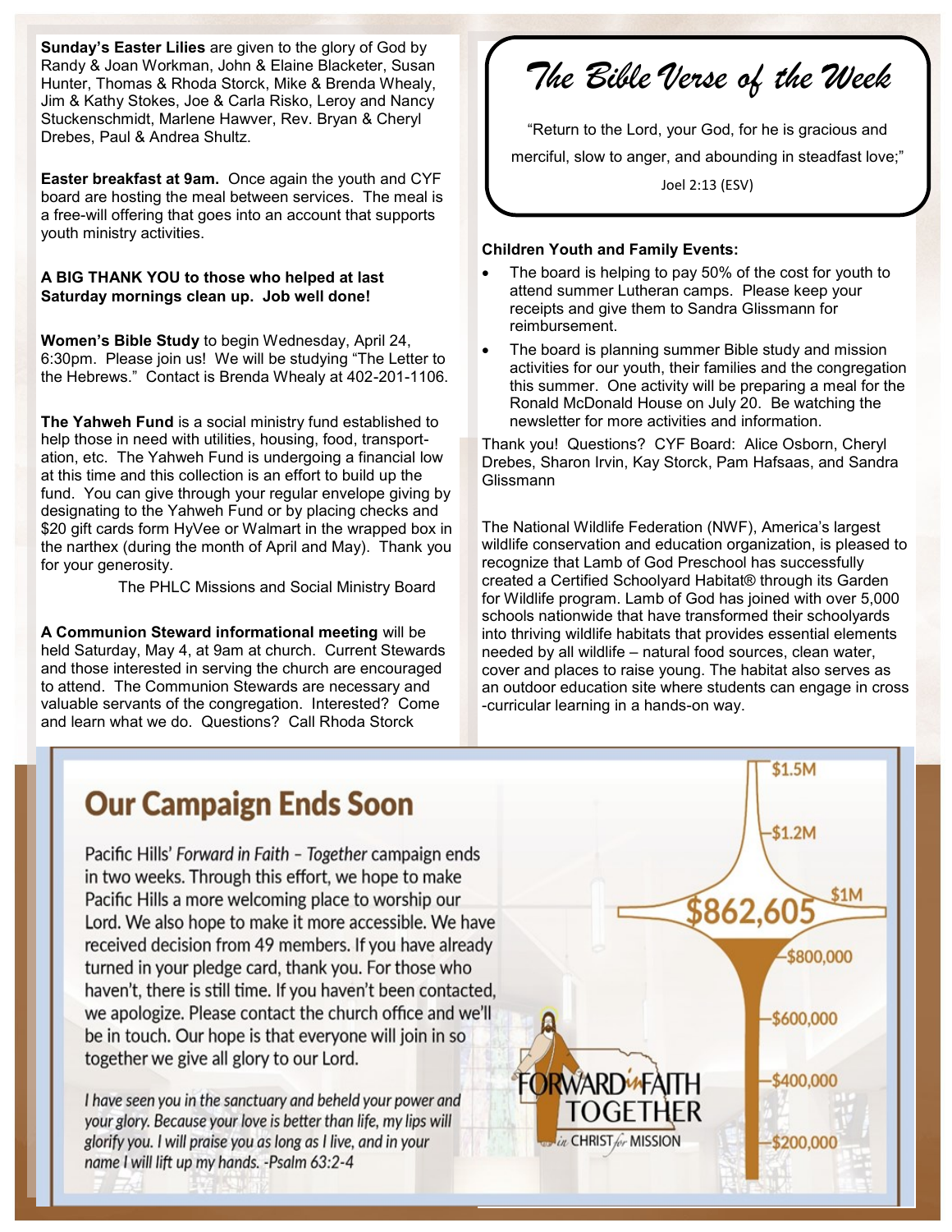**Sunday's Easter Lilies** are given to the glory of God by Randy & Joan Workman, John & Elaine Blacketer, Susan Hunter, Thomas & Rhoda Storck, Mike & Brenda Whealy, Jim & Kathy Stokes, Joe & Carla Risko, Leroy and Nancy Stuckenschmidt, Marlene Hawver, Rev. Bryan & Cheryl Drebes, Paul & Andrea Shultz.

**Easter breakfast at 9am.** Once again the youth and CYF board are hosting the meal between services. The meal is a free-will offering that goes into an account that supports youth ministry activities.

**A BIG THANK YOU to those who helped at last Saturday mornings clean up. Job well done!**

**Women's Bible Study** to begin Wednesday, April 24, 6:30pm. Please join us! We will be studying "The Letter to the Hebrews." Contact is Brenda Whealy at 402-201-1106.

**The Yahweh Fund** is a social ministry fund established to help those in need with utilities, housing, food, transportation, etc. The Yahweh Fund is undergoing a financial low at this time and this collection is an effort to build up the fund. You can give through your regular envelope giving by designating to the Yahweh Fund or by placing checks and $20 gift cards form HyVee or Walmart in the wrapped box in the narthex (during the month of April and May). Thank you for your generosity.

The PHLC Missions and Social Ministry Board

**A Communion Steward informational meeting** will be held Saturday, May 4, at 9am at church. Current Stewards and those interested in serving the church are encouraged to attend. The Communion Stewards are necessary and valuable servants of the congregation. Interested? Come and learn what we do. Questions? Call Rhoda Storck

## *The Bible Verse of the Week*

"Return to the Lord, your God, for he is gracious and merciful, slow to anger, and abounding in steadfast love;"

Joel 2:13 (ESV)

**Children Youth and Family Events:**

- The board is helping to pay 50% of the cost for youth to attend summer Lutheran camps. Please keep your receipts and give them to Sandra Glissmann for reimbursement.
- The board is planning summer Bible study and mission activities for our youth, their families and the congregation this summer. One activity will be preparing a meal for the Ronald McDonald House on July 20. Be watching the newsletter for more activities and information.

Thank you! Questions? CYF Board: Alice Osborn, Cheryl Drebes, Sharon Irvin, Kay Storck, Pam Hafsaas, and Sandra Glissmann

The National Wildlife Federation (NWF), America's largest wildlife conservation and education organization, is pleased to recognize that Lamb of God Preschool has successfully created a Certified Schoolyard Habitat® through its Garden for Wildlife program. Lamb of God has joined with over 5,000 schools nationwide that have transformed their schoolyards into thriving wildlife habitats that provides essential elements needed by all wildlife – natural food sources, clean water, cover and places to raise young. The habitat also serves as an outdoor education site where students can engage in cross-curricular learning in a hands-on way.

## Our Campaign Ends Soon

Pacific Hills' *Forward in Faith – Together* campaign ends in two weeks. Through this effort, we hope to make Pacific Hills a more welcoming place to worship our Lord. We also hope to make it more accessible. We have received decision from 49 members. If you have already turned in your pledge card, thank you. For those who haven't, there is still time. If you haven't been contacted, we apologize. Please contact the church office and we'll be in touch. Our hope is that everyone will join in so together we give all glory to our Lord.

*I have seen you in the sanctuary and beheld your power and your glory. Because your love is better than life, my lips will glorify you. I will praise you as long as I live, and in your name I will lift up my hands. -Psalm 63:2-4*

$1.5M
$1.2M
$1M
$862,605
$800,000
$600,000
$400,000
$200,000

FORWARD in FAITH TOGETHER
in CHRIST for MISSION